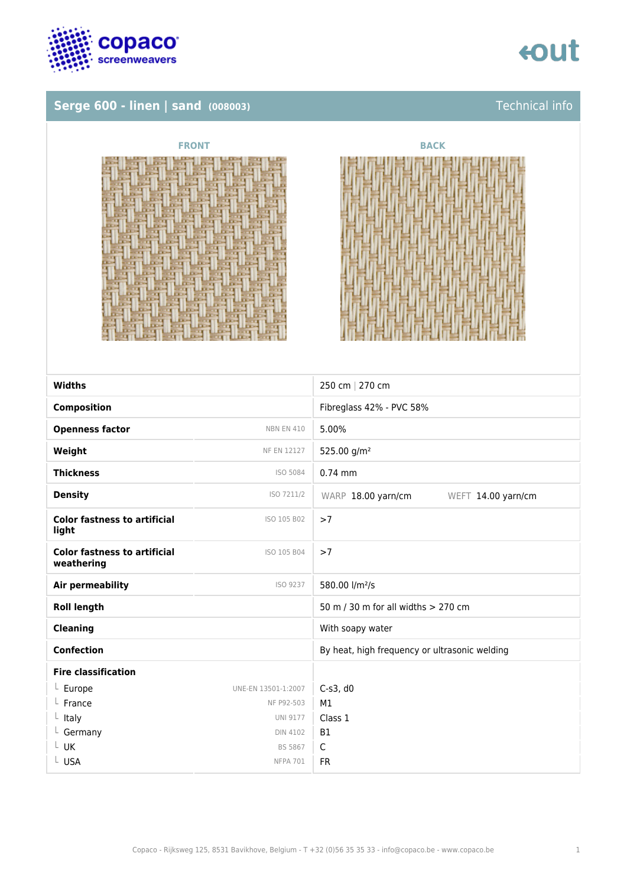# Serge 600 - linen | sand (008003)

Technical info

FRONT

BACK

| | | |
|---|---|---|
| **Widths** | | 250 cm \| 270 cm |
| **Composition** | | Fibreglass 42% - PVC 58% |
| **Openness factor** | NBN EN 410 | 5.00% |
| **Weight** | NF EN 12127 | 525.00 g/m² |
| **Thickness** | ISO 5084 | 0.74 mm |
| **Density** | ISO 7211/2 | WARP 18.00 yarn/cm WEFT 14.00 yarn/cm |
| **Color fastness to artificial light** | ISO 105 B02 | >7 |
| **Color fastness to artificial weathering** | ISO 105 B04 | >7 |
| **Air permeability** | ISO 9237 | 580.00 l/m²/s |
| **Roll length** | | 50 m / 30 m for all widths > 270 cm |
| **Cleaning** | | With soapy water |
| **Confection** | | By heat, high frequency or ultrasonic welding |
| **Fire classification** | | |
| └ Europe | UNE-EN 13501-1:2007 | C-s3, d0 |
| └ France | NF P92-503 | M1 |
| └ Italy | UNI 9177 | Class 1 |
| └ Germany | DIN 4102 | B1 |
| └ UK | BS 5867 | C |
| └ USA | NFPA 701 | FR |

Copaco - Rijksweg 125, 8531 Bavikhove, Belgium - T +32 (0)56 35 35 33 - info@copaco.be - www.copaco.be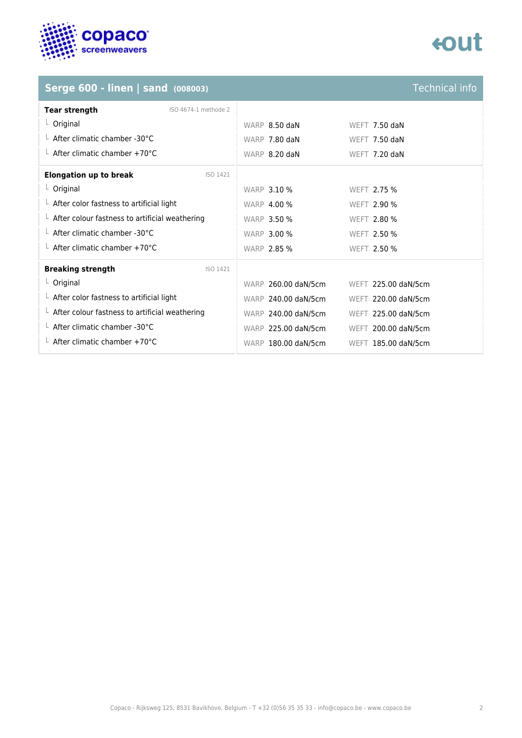## Serge 600 - linen | sand (008003)

Technical info

| | | |
|---|---|---|
| **Tear strength** ISO 4674-1 methode 2 | | |
| Original | WARP 8.50 daN | WEFT 7.50 daN |
| After climatic chamber -30°C | WARP 7.80 daN | WEFT 7.50 daN |
| After climatic chamber +70°C | WARP 8.20 daN | WEFT 7.20 daN |
| **Elongation up to break** ISO 1421 | | |
| Original | WARP 3.10 % | WEFT 2.75 % |
| After color fastness to artificial light | WARP 4.00 % | WEFT 2.90 % |
| After colour fastness to artificial weathering | WARP 3.50 % | WEFT 2.80 % |
| After climatic chamber -30°C | WARP 3.00 % | WEFT 2.50 % |
| After climatic chamber +70°C | WARP 2.85 % | WEFT 2.50 % |
| **Breaking strength** ISO 1421 | | |
| Original | WARP 260.00 daN/5cm | WEFT 225.00 daN/5cm |
| After color fastness to artificial light | WARP 240.00 daN/5cm | WEFT 220.00 daN/5cm |
| After colour fastness to artificial weathering | WARP 240.00 daN/5cm | WEFT 225.00 daN/5cm |
| After climatic chamber -30°C | WARP 225.00 daN/5cm | WEFT 200.00 daN/5cm |
| After climatic chamber +70°C | WARP 180.00 daN/5cm | WEFT 185.00 daN/5cm |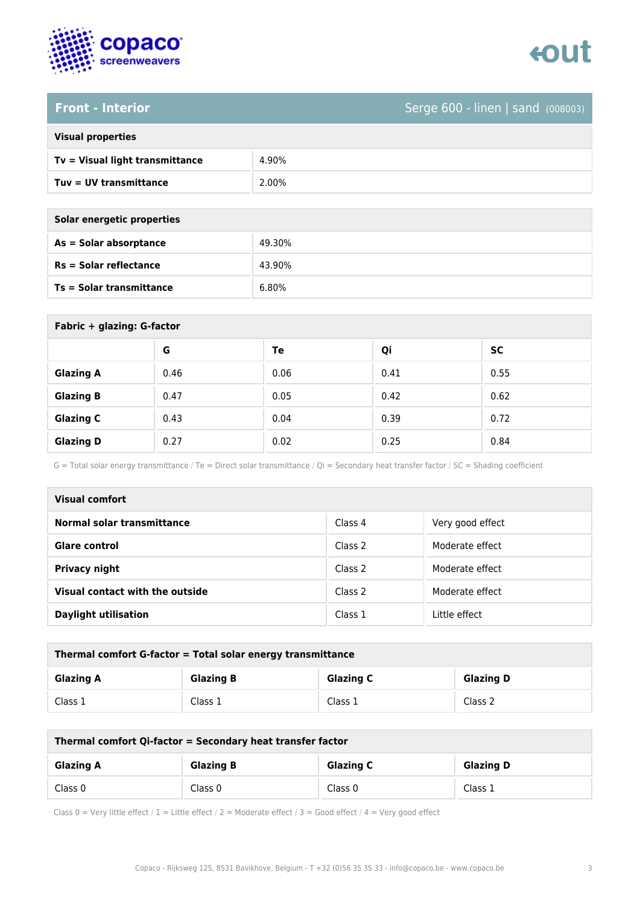## Front - Interior

Serge 600 - linen | sand (008003)

| Visual properties | |
|---|---|
| **Tv = Visual light transmittance** | 4.90% |
| **Tuv = UV transmittance** | 2.00% |

| Solar energetic properties | |
|---|---|
| **As = Solar absorptance** | 49.30% |
| **Rs = Solar reflectance** | 43.90% |
| **Ts = Solar transmittance** | 6.80% |

**Fabric + glazing: G-factor**

| | G | Te | Qi | SC |
|---|---|---|---|---|
| **Glazing A** | 0.46 | 0.06 | 0.41 | 0.55 |
| **Glazing B** | 0.47 | 0.05 | 0.42 | 0.62 |
| **Glazing C** | 0.43 | 0.04 | 0.39 | 0.72 |
| **Glazing D** | 0.27 | 0.02 | 0.25 | 0.84 |

G = Total solar energy transmittance / Te = Direct solar transmittance / Qi = Secondary heat transfer factor / SC = Shading coefficient

| Visual comfort | | |
|---|---|---|
| **Normal solar transmittance** | Class 4 | Very good effect |
| **Glare control** | Class 2 | Moderate effect |
| **Privacy night** | Class 2 | Moderate effect |
| **Visual contact with the outside** | Class 2 | Moderate effect |
| **Daylight utilisation** | Class 1 | Little effect |

**Thermal comfort G-factor = Total solar energy transmittance**

| Glazing A | Glazing B | Glazing C | Glazing D |
|---|---|---|---|
| Class 1 | Class 1 | Class 1 | Class 2 |

**Thermal comfort Qi-factor = Secondary heat transfer factor**

| Glazing A | Glazing B | Glazing C | Glazing D |
|---|---|---|---|
| Class 0 | Class 0 | Class 0 | Class 1 |

Class 0 = Very little effect / 1 = Little effect / 2 = Moderate effect / 3 = Good effect / 4 = Very good effect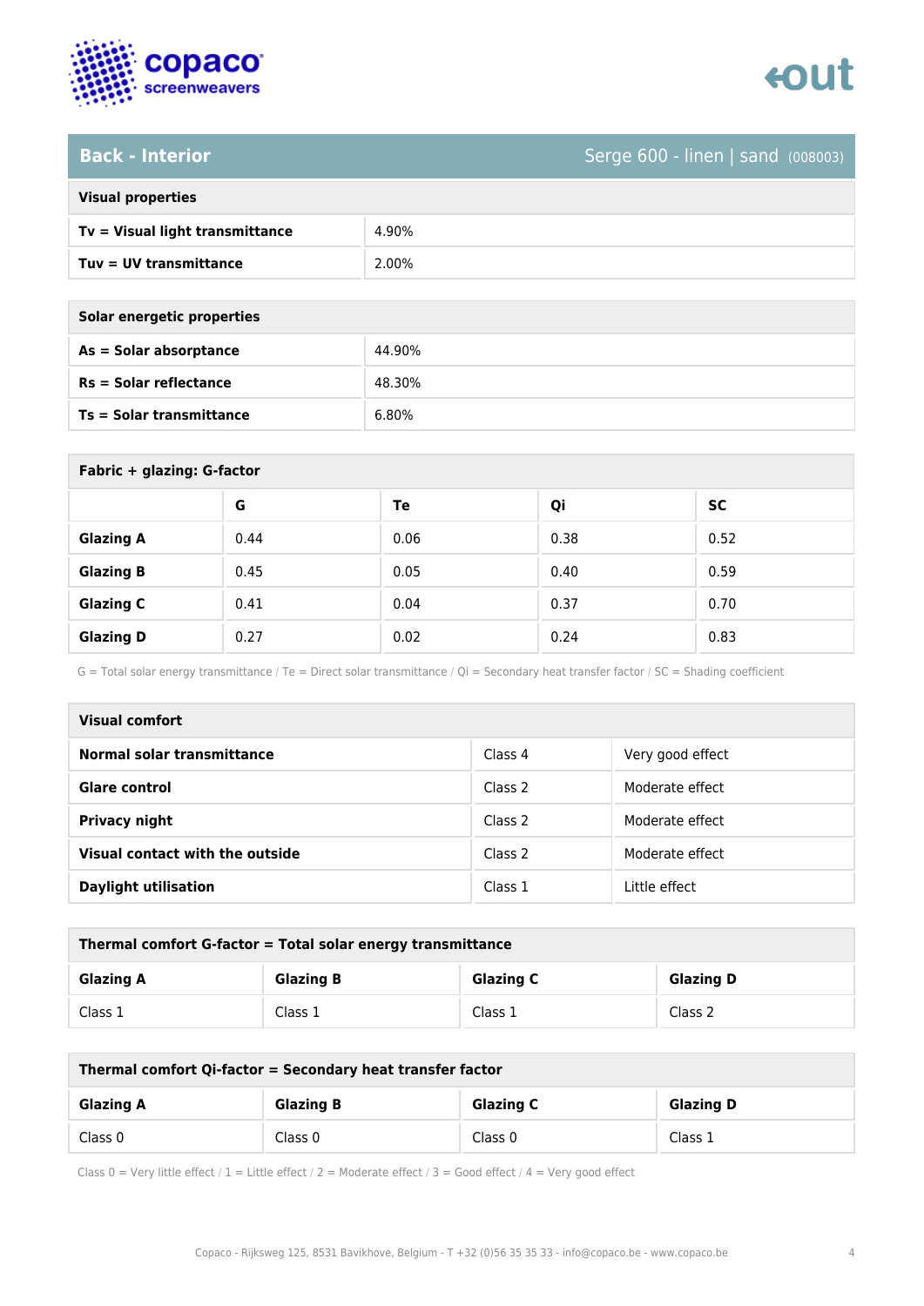## Back - Interior

Serge 600 - linen | sand (008003)

| Visual properties | |
|---|---|
| **Tv = Visual light transmittance** | 4.90% |
| **Tuv = UV transmittance** | 2.00% |

| Solar energetic properties | |
|---|---|
| **As = Solar absorptance** | 44.90% |
| **Rs = Solar reflectance** | 48.30% |
| **Ts = Solar transmittance** | 6.80% |

**Fabric + glazing: G-factor**

| | G | Te | Qi | SC |
|---|---|---|---|---|
| **Glazing A** | 0.44 | 0.06 | 0.38 | 0.52 |
| **Glazing B** | 0.45 | 0.05 | 0.40 | 0.59 |
| **Glazing C** | 0.41 | 0.04 | 0.37 | 0.70 |
| **Glazing D** | 0.27 | 0.02 | 0.24 | 0.83 |

G = Total solar energy transmittance / Te = Direct solar transmittance / Qi = Secondary heat transfer factor / SC = Shading coefficient

| Visual comfort | | |
|---|---|---|
| **Normal solar transmittance** | Class 4 | Very good effect |
| **Glare control** | Class 2 | Moderate effect |
| **Privacy night** | Class 2 | Moderate effect |
| **Visual contact with the outside** | Class 2 | Moderate effect |
| **Daylight utilisation** | Class 1 | Little effect |

**Thermal comfort G-factor = Total solar energy transmittance**

| Glazing A | Glazing B | Glazing C | Glazing D |
|---|---|---|---|
| Class 1 | Class 1 | Class 1 | Class 2 |

**Thermal comfort Qi-factor = Secondary heat transfer factor**

| Glazing A | Glazing B | Glazing C | Glazing D |
|---|---|---|---|
| Class 0 | Class 0 | Class 0 | Class 1 |

Class 0 = Very little effect / 1 = Little effect / 2 = Moderate effect / 3 = Good effect / 4 = Very good effect

Copaco - Rijksweg 125, 8531 Bavikhove, Belgium - T +32 (0)56 35 35 33 - info@copaco.be - www.copaco.be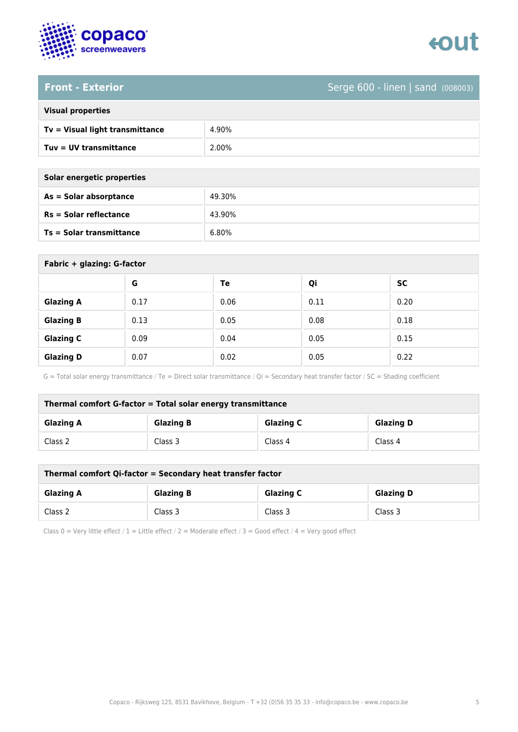## Front - Exterior

Serge 600 - linen | sand (008003)

| Visual properties | |
|---|---|
| **Tv = Visual light transmittance** | 4.90% |
| **Tuv = UV transmittance** | 2.00% |

| Solar energetic properties | |
|---|---|
| **As = Solar absorptance** | 49.30% |
| **Rs = Solar reflectance** | 43.90% |
| **Ts = Solar transmittance** | 6.80% |

**Fabric + glazing: G-factor**

| | G | Te | Qi | SC |
|---|---|---|---|---|
| **Glazing A** | 0.17 | 0.06 | 0.11 | 0.20 |
| **Glazing B** | 0.13 | 0.05 | 0.08 | 0.18 |
| **Glazing C** | 0.09 | 0.04 | 0.05 | 0.15 |
| **Glazing D** | 0.07 | 0.02 | 0.05 | 0.22 |

G = Total solar energy transmittance / Te = Direct solar transmittance / Qi = Secondary heat transfer factor / SC = Shading coefficient

**Thermal comfort G-factor = Total solar energy transmittance**

| Glazing A | Glazing B | Glazing C | Glazing D |
|---|---|---|---|
| Class 2 | Class 3 | Class 4 | Class 4 |

**Thermal comfort Qi-factor = Secondary heat transfer factor**

| Glazing A | Glazing B | Glazing C | Glazing D |
|---|---|---|---|
| Class 2 | Class 3 | Class 3 | Class 3 |

Class 0 = Very little effect / 1 = Little effect / 2 = Moderate effect / 3 = Good effect / 4 = Very good effect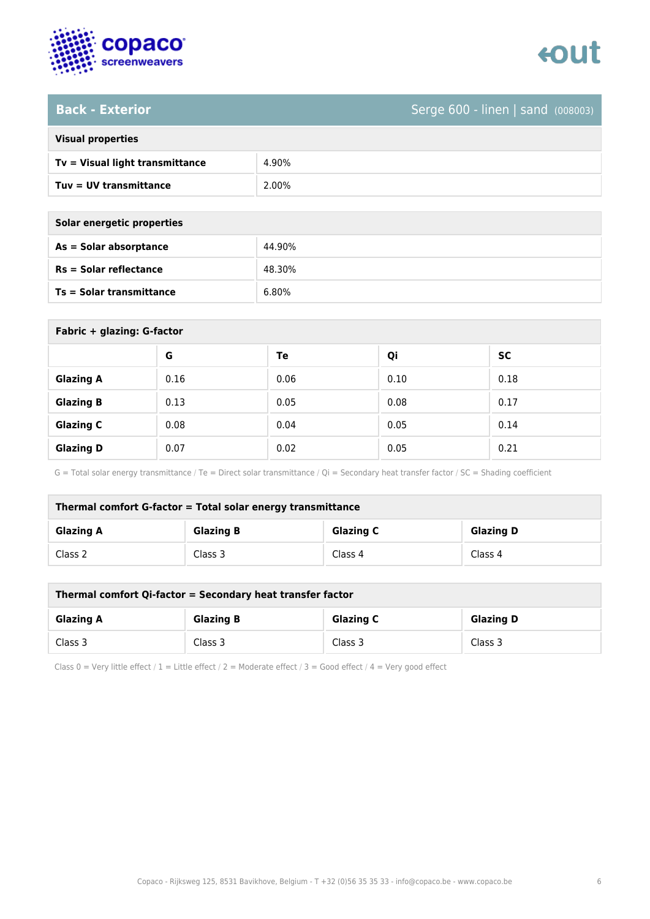## Back - Exterior

Serge 600 - linen | sand (008003)

| Visual properties | |
|---|---|
| **Tv = Visual light transmittance** | 4.90% |
| **Tuv = UV transmittance** | 2.00% |

| Solar energetic properties | |
|---|---|
| **As = Solar absorptance** | 44.90% |
| **Rs = Solar reflectance** | 48.30% |
| **Ts = Solar transmittance** | 6.80% |

**Fabric + glazing: G-factor**

| | G | Te | Qi | SC |
|---|---|---|---|---|
| **Glazing A** | 0.16 | 0.06 | 0.10 | 0.18 |
| **Glazing B** | 0.13 | 0.05 | 0.08 | 0.17 |
| **Glazing C** | 0.08 | 0.04 | 0.05 | 0.14 |
| **Glazing D** | 0.07 | 0.02 | 0.05 | 0.21 |

G = Total solar energy transmittance / Te = Direct solar transmittance / Qi = Secondary heat transfer factor / SC = Shading coefficient

**Thermal comfort G-factor = Total solar energy transmittance**

| Glazing A | Glazing B | Glazing C | Glazing D |
|---|---|---|---|
| Class 2 | Class 3 | Class 4 | Class 4 |

**Thermal comfort Qi-factor = Secondary heat transfer factor**

| Glazing A | Glazing B | Glazing C | Glazing D |
|---|---|---|---|
| Class 3 | Class 3 | Class 3 | Class 3 |

Class 0 = Very little effect / 1 = Little effect / 2 = Moderate effect / 3 = Good effect / 4 = Very good effect

Copaco - Rijksweg 125, 8531 Bavikhove, Belgium - T +32 (0)56 35 35 33 - info@copaco.be - www.copaco.be